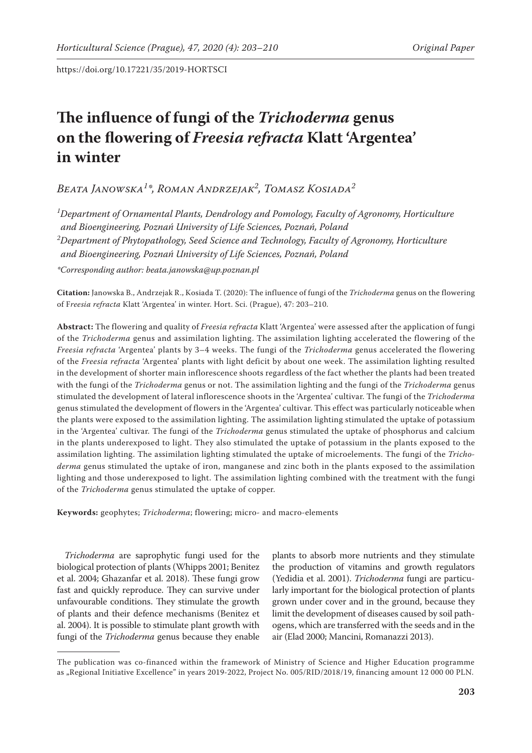https://doi.org/10.17221/35/2019-HORTSCI

# The influence of fungi of the *Trichoderma* genus on the flowering of *Freesia refracta* Klatt 'Argentea' in winter

*Beata Janowska[1]\*, Roman Andrzejak[2], Tomasz Kosiada[2]*

[1]*Department of Ornamental Plants, Dendrology and Pomology, Faculty of Agronomy, Horticulture and Bioengineering, Poznań University of Life Sciences, Poznań, Poland*

[2]*Department of Phytopathology, Seed Science and Technology, Faculty of Agronomy, Horticulture and Bioengineering, Poznań University of Life Sciences, Poznań, Poland*

*\*Corresponding author: beata.janowska@up.poznan.pl*

**Citation:** Janowska B., Andrzejak R., Kosiada T. (2020): The influence of fungi of the *Trichoderma* genus on the flowering of F*reesia refracta* Klatt 'Argentea' in winter. Hort. Sci. (Prague), 47: 203–210.

**Abstract:** The flowering and quality of *Freesia refracta* Klatt 'Argentea' were assessed after the application of fungi of the *Trichoderma* genus and assimilation lighting. The assimilation lighting accelerated the flowering of the *Freesia refracta* 'Argentea' plants by 3–4 weeks. The fungi of the *Trichoderma* genus accelerated the flowering of the *Freesia refracta* 'Argentea' plants with light deficit by about one week. The assimilation lighting resulted in the development of shorter main inflorescence shoots regardless of the fact whether the plants had been treated with the fungi of the *Trichoderma* genus or not. The assimilation lighting and the fungi of the *Trichoderma* genus stimulated the development of lateral inflorescence shoots in the 'Argentea' cultivar. The fungi of the *Trichoderma* genus stimulated the development of flowers in the 'Argentea' cultivar. This effect was particularly noticeable when the plants were exposed to the assimilation lighting. The assimilation lighting stimulated the uptake of potassium in the 'Argentea' cultivar. The fungi of the *Trichoderma* genus stimulated the uptake of phosphorus and calcium in the plants underexposed to light. They also stimulated the uptake of potassium in the plants exposed to the assimilation lighting. The assimilation lighting stimulated the uptake of microelements. The fungi of the *Trichoderma* genus stimulated the uptake of iron, manganese and zinc both in the plants exposed to the assimilation lighting and those underexposed to light. The assimilation lighting combined with the treatment with the fungi of the *Trichoderma* genus stimulated the uptake of copper.

**Keywords:** geophytes; *Trichoderma*; flowering; micro- and macro-elements

*Trichoderma* are saprophytic fungi used for the biological protection of plants (Whipps 2001; Benitez et al. 2004; Ghazanfar et al. 2018). These fungi grow fast and quickly reproduce. They can survive under unfavourable conditions. They stimulate the growth of plants and their defence mechanisms (Benitez et al. 2004). It is possible to stimulate plant growth with fungi of the *Trichoderma* genus because they enable plants to absorb more nutrients and they stimulate the production of vitamins and growth regulators (Yedidia et al. 2001). *Trichoderma* fungi are particularly important for the biological protection of plants grown under cover and in the ground, because they limit the development of diseases caused by soil pathogens, which are transferred with the seeds and in the air (Elad 2000; Mancini, Romanazzi 2013).

The publication was co-financed within the framework of Ministry of Science and Higher Education programme as „Regional Initiative Excellence" in years 2019-2022, Project No. 005/RID/2018/19, financing amount 12 000 00 PLN.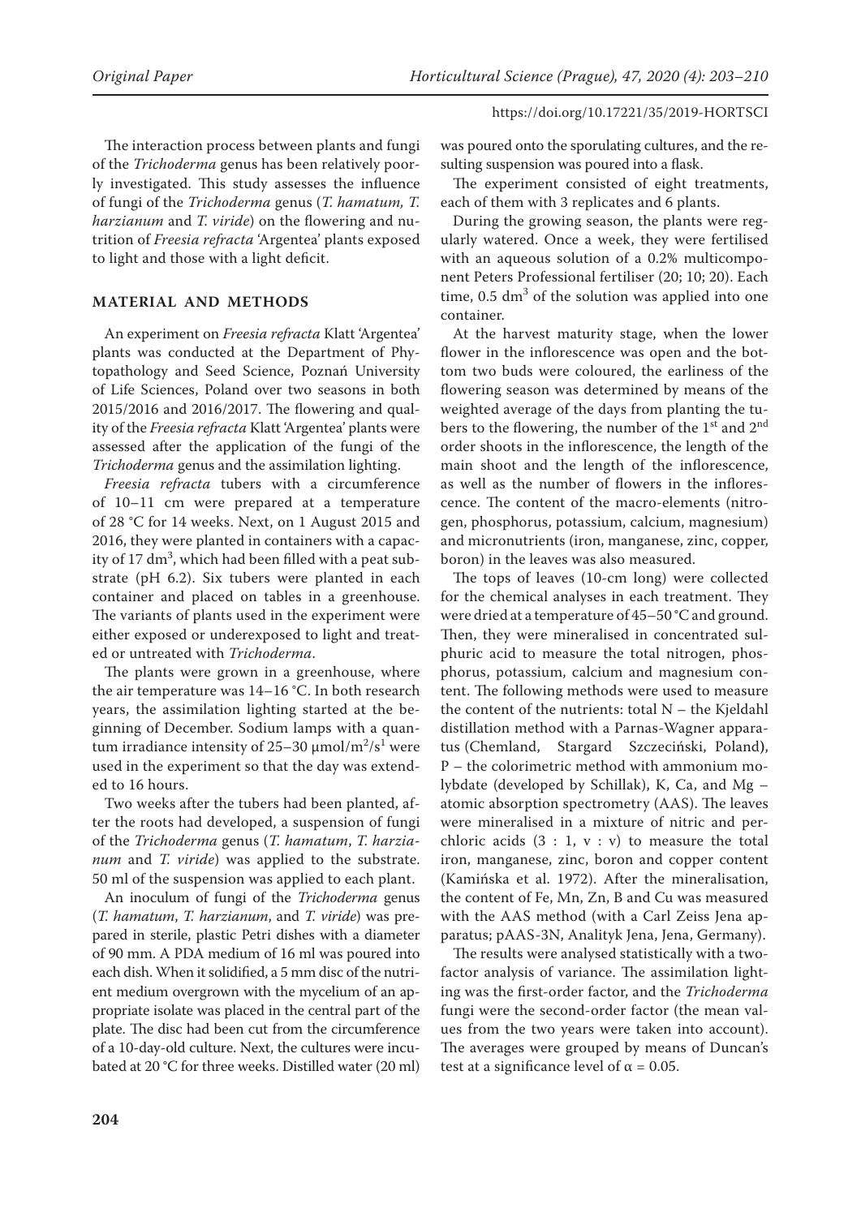The interaction process between plants and fungi of the *Trichoderma* genus has been relatively poorly investigated. This study assesses the influence of fungi of the *Trichoderma* genus (*T. hamatum, T. harzianum* and *T. viride*) on the flowering and nutrition of *Freesia refracta* 'Argentea' plants exposed to light and those with a light deficit.

## MATERIAL AND METHODS

An experiment on *Freesia refracta* Klatt 'Argentea' plants was conducted at the Department of Phytopathology and Seed Science, Poznań University of Life Sciences, Poland over two seasons in both 2015/2016 and 2016/2017. The flowering and quality of the *Freesia refracta* Klatt 'Argentea' plants were assessed after the application of the fungi of the *Trichoderma* genus and the assimilation lighting.

*Freesia refracta* tubers with a circumference of 10–11 cm were prepared at a temperature of 28 °C for 14 weeks. Next, on 1 August 2015 and 2016, they were planted in containers with a capacity of 17 $dm^3$, which had been filled with a peat substrate (pH 6.2). Six tubers were planted in each container and placed on tables in a greenhouse. The variants of plants used in the experiment were either exposed or underexposed to light and treated or untreated with *Trichoderma*.

The plants were grown in a greenhouse, where the air temperature was 14–16 °C. In both research years, the assimilation lighting started at the beginning of December. Sodium lamps with a quantum irradiance intensity of 25–30 $\mu mol/m^2/s^1$ were used in the experiment so that the day was extended to 16 hours.

Two weeks after the tubers had been planted, after the roots had developed, a suspension of fungi of the *Trichoderma* genus (*T. hamatum*, *T. harzianum* and *T. viride*) was applied to the substrate. 50 ml of the suspension was applied to each plant.

An inoculum of fungi of the *Trichoderma* genus (*T. hamatum*, *T. harzianum*, and *T. viride*) was prepared in sterile, plastic Petri dishes with a diameter of 90 mm. A PDA medium of 16 ml was poured into each dish. When it solidified, a 5 mm disc of the nutrient medium overgrown with the mycelium of an appropriate isolate was placed in the central part of the plate. The disc had been cut from the circumference of a 10-day-old culture. Next, the cultures were incubated at 20 °C for three weeks. Distilled water (20 ml) was poured onto the sporulating cultures, and the resulting suspension was poured into a flask.

The experiment consisted of eight treatments, each of them with 3 replicates and 6 plants.

During the growing season, the plants were regularly watered. Once a week, they were fertilised with an aqueous solution of a 0.2% multicomponent Peters Professional fertiliser (20; 10; 20). Each time, 0.5 $dm^3$ of the solution was applied into one container.

At the harvest maturity stage, when the lower flower in the inflorescence was open and the bottom two buds were coloured, the earliness of the flowering season was determined by means of the weighted average of the days from planting the tubers to the flowering, the number of the 1st and 2nd order shoots in the inflorescence, the length of the main shoot and the length of the inflorescence, as well as the number of flowers in the inflorescence. The content of the macro-elements (nitrogen, phosphorus, potassium, calcium, magnesium) and micronutrients (iron, manganese, zinc, copper, boron) in the leaves was also measured.

The tops of leaves (10-cm long) were collected for the chemical analyses in each treatment. They were dried at a temperature of 45–50 °C and ground. Then, they were mineralised in concentrated sulphuric acid to measure the total nitrogen, phosphorus, potassium, calcium and magnesium content. The following methods were used to measure the content of the nutrients: total N – the Kjeldahl distillation method with a Parnas-Wagner apparatus (Chemland, Stargard Szczeciński, Poland), P – the colorimetric method with ammonium molybdate (developed by Schillak), K, Ca, and Mg – atomic absorption spectrometry (AAS). The leaves were mineralised in a mixture of nitric and perchloric acids (3 : 1, v : v) to measure the total iron, manganese, zinc, boron and copper content (Kamińska et al. 1972). After the mineralisation, the content of Fe, Mn, Zn, B and Cu was measured with the AAS method (with a Carl Zeiss Jena apparatus; pAAS-3N, Analityk Jena, Jena, Germany).

The results were analysed statistically with a two-factor analysis of variance. The assimilation lighting was the first-order factor, and the *Trichoderma* fungi were the second-order factor (the mean values from the two years were taken into account). The averages were grouped by means of Duncan's test at a significance level of $\alpha = 0.05$.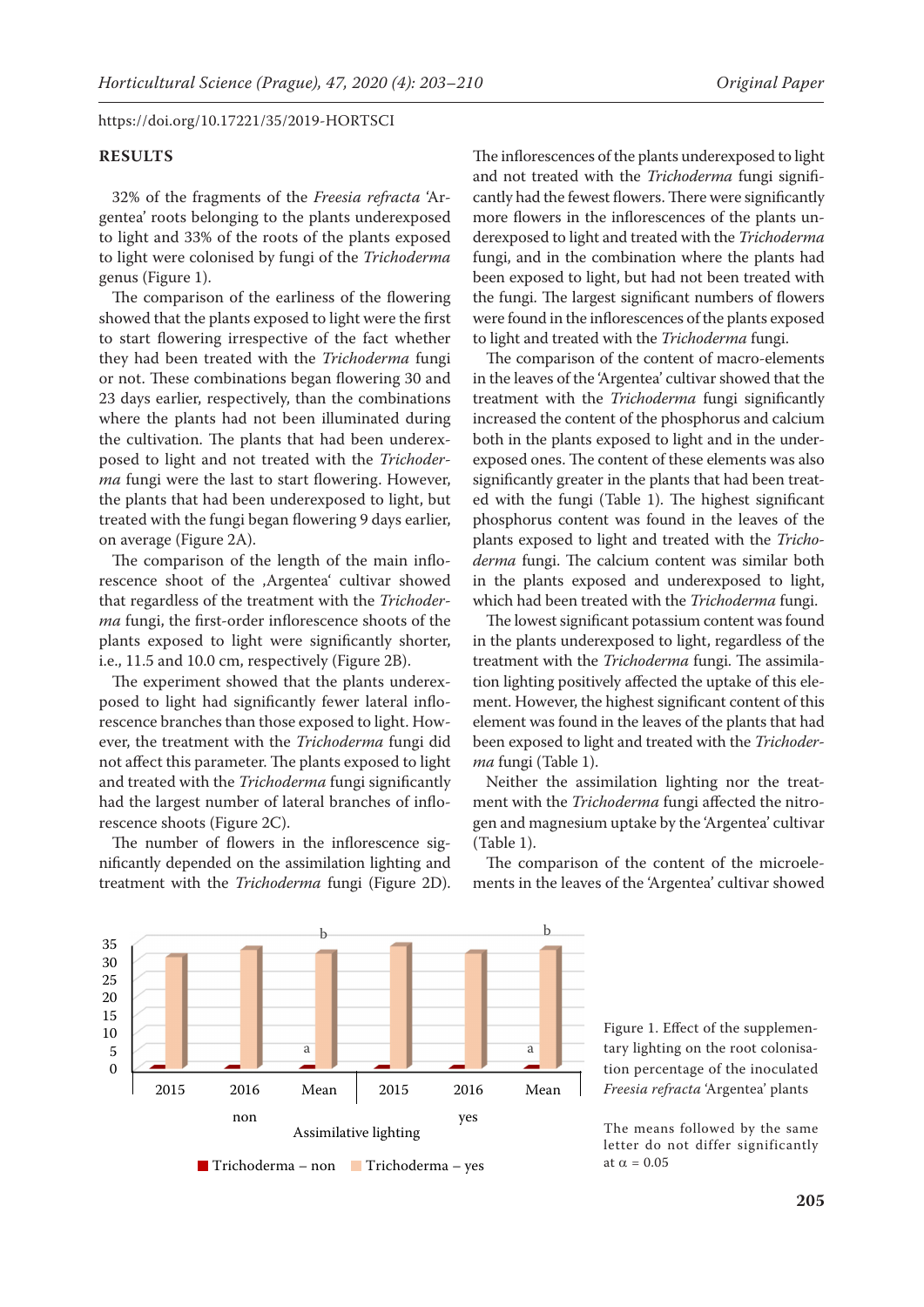## RESULTS

32% of the fragments of the *Freesia refracta* 'Argentea' roots belonging to the plants underexposed to light and 33% of the roots of the plants exposed to light were colonised by fungi of the *Trichoderma* genus (Figure 1).

The comparison of the earliness of the flowering showed that the plants exposed to light were the first to start flowering irrespective of the fact whether they had been treated with the *Trichoderma* fungi or not. These combinations began flowering 30 and 23 days earlier, respectively, than the combinations where the plants had not been illuminated during the cultivation. The plants that had been underexposed to light and not treated with the *Trichoderma* fungi were the last to start flowering. However, the plants that had been underexposed to light, but treated with the fungi began flowering 9 days earlier, on average (Figure 2A).

The comparison of the length of the main inflorescence shoot of the ‚Argentea' cultivar showed that regardless of the treatment with the *Trichoderma* fungi, the first-order inflorescence shoots of the plants exposed to light were significantly shorter, i.e., 11.5 and 10.0 cm, respectively (Figure 2B).

The experiment showed that the plants underexposed to light had significantly fewer lateral inflorescence branches than those exposed to light. However, the treatment with the *Trichoderma* fungi did not affect this parameter. The plants exposed to light and treated with the *Trichoderma* fungi significantly had the largest number of lateral branches of inflorescence shoots (Figure 2C).

The number of flowers in the inflorescence significantly depended on the assimilation lighting and treatment with the *Trichoderma* fungi (Figure 2D). The inflorescences of the plants underexposed to light and not treated with the *Trichoderma* fungi significantly had the fewest flowers. There were significantly more flowers in the inflorescences of the plants underexposed to light and treated with the *Trichoderma* fungi, and in the combination where the plants had been exposed to light, but had not been treated with the fungi. The largest significant numbers of flowers were found in the inflorescences of the plants exposed to light and treated with the *Trichoderma* fungi.

The comparison of the content of macro-elements in the leaves of the 'Argentea' cultivar showed that the treatment with the *Trichoderma* fungi significantly increased the content of the phosphorus and calcium both in the plants exposed to light and in the underexposed ones. The content of these elements was also significantly greater in the plants that had been treated with the fungi (Table 1). The highest significant phosphorus content was found in the leaves of the plants exposed to light and treated with the *Trichoderma* fungi. The calcium content was similar both in the plants exposed and underexposed to light, which had been treated with the *Trichoderma* fungi.

The lowest significant potassium content was found in the plants underexposed to light, regardless of the treatment with the *Trichoderma* fungi. The assimilation lighting positively affected the uptake of this element. However, the highest significant content of this element was found in the leaves of the plants that had been exposed to light and treated with the *Trichoderma* fungi (Table 1).

Neither the assimilation lighting nor the treatment with the *Trichoderma* fungi affected the nitrogen and magnesium uptake by the 'Argentea' cultivar (Table 1).

The comparison of the content of the microelements in the leaves of the 'Argentea' cultivar showed

Figure 1. Effect of the supplementary lighting on the root colonisation percentage of the inoculated *Freesia refracta* 'Argentea' plants

The means followed by the same letter do not differ significantly at $\alpha = 0.05$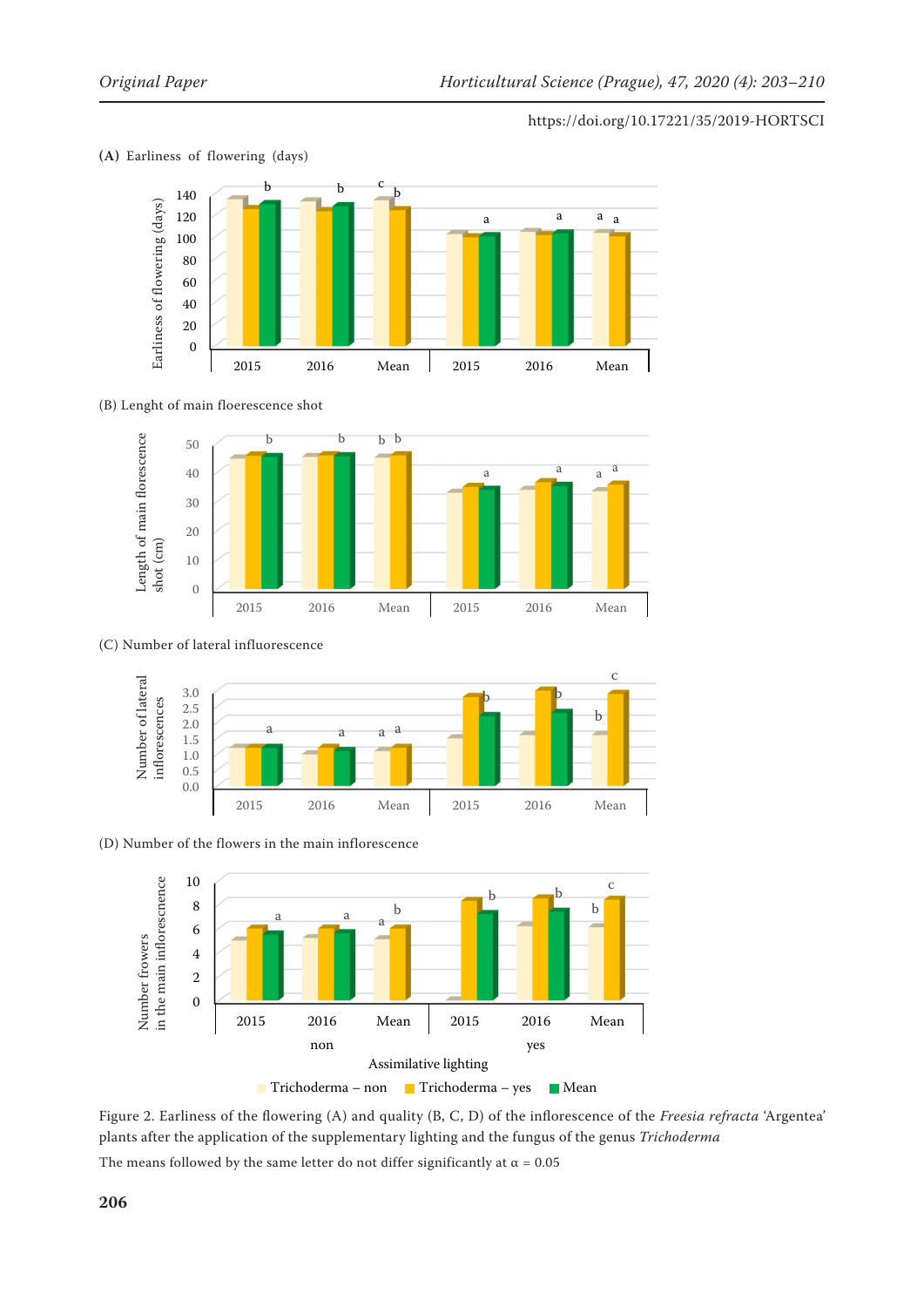(A) Earliness of flowering (days)

(B) Lenght of main floerescence shot

(C) Number of lateral influorescence

(D) Number of the flowers in the main inflorescence

Figure 2. Earliness of the flowering (A) and quality (B, C, D) of the inflorescence of the *Freesia refracta* 'Argentea' plants after the application of the supplementary lighting and the fungus of the genus *Trichoderma*

The means followed by the same letter do not differ significantly at α = 0.05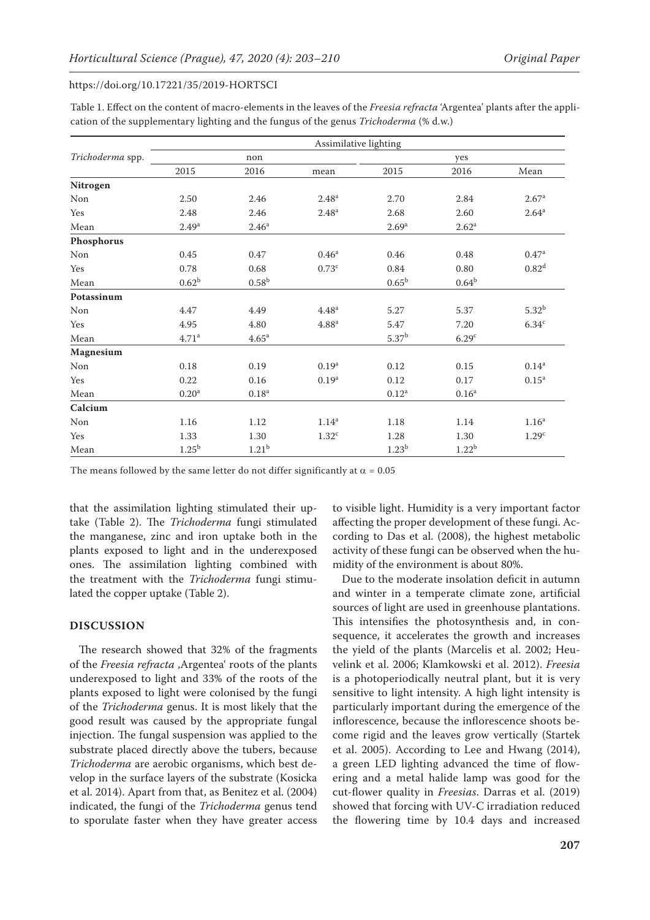Table 1. Effect on the content of macro-elements in the leaves of the *Freesia refracta* 'Argentea' plants after the application of the supplementary lighting and the fungus of the genus *Trichoderma* (% d.w.)

| *Trichoderma* spp. | Assimilative lighting | | | | | |
|---|---|---|---|---|---|---|
| | non | | | yes | | |
| | 2015 | 2016 | mean | 2015 | 2016 | Mean |
| **Nitrogen** | | | | | | |
| Non | 2.50 | 2.46 | 2.48[a] | 2.70 | 2.84 | 2.67[a] |
| Yes | 2.48 | 2.46 | 2.48[a] | 2.68 | 2.60 | 2.64[a] |
| Mean | 2.49[a] | 2.46[a] | | 2.69[a] | 2.62[a] | |
| **Phosphorus** | | | | | | |
| Non | 0.45 | 0.47 | 0.46[a] | 0.46 | 0.48 | 0.47[a] |
| Yes | 0.78 | 0.68 | 0.73[c] | 0.84 | 0.80 | 0.82[d] |
| Mean | 0.62[b] | 0.58[b] | | 0.65[b] | 0.64[b] | |
| **Potassinum** | | | | | | |
| Non | 4.47 | 4.49 | 4.48[a] | 5.27 | 5.37 | 5.32[b] |
| Yes | 4.95 | 4.80 | 4.88[a] | 5.47 | 7.20 | 6.34[c] |
| Mean | 4.71[a] | 4.65[a] | | 5.37[b] | 6.29[c] | |
| **Magnesium** | | | | | | |
| Non | 0.18 | 0.19 | 0.19[a] | 0.12 | 0.15 | 0.14[a] |
| Yes | 0.22 | 0.16 | 0.19[a] | 0.12 | 0.17 | 0.15[a] |
| Mean | 0.20[a] | 0.18[a] | | 0.12[a] | 0.16[a] | |
| **Calcium** | | | | | | |
| Non | 1.16 | 1.12 | 1.14[a] | 1.18 | 1.14 | 1.16[a] |
| Yes | 1.33 | 1.30 | 1.32[c] | 1.28 | 1.30 | 1.29[c] |
| Mean | 1.25[b] | 1.21[b] | | 1.23[b] | 1.22[b] | |

The means followed by the same letter do not differ significantly at $\alpha = 0.05$

that the assimilation lighting stimulated their uptake (Table 2). The *Trichoderma* fungi stimulated the manganese, zinc and iron uptake both in the plants exposed to light and in the underexposed ones. The assimilation lighting combined with the treatment with the *Trichoderma* fungi stimulated the copper uptake (Table 2).

## DISCUSSION

The research showed that 32% of the fragments of the *Freesia refracta* ‚Argentea' roots of the plants underexposed to light and 33% of the roots of the plants exposed to light were colonised by the fungi of the *Trichoderma* genus. It is most likely that the good result was caused by the appropriate fungal injection. The fungal suspension was applied to the substrate placed directly above the tubers, because *Trichoderma* are aerobic organisms, which best develop in the surface layers of the substrate (Kosicka et al. 2014). Apart from that, as Benitez et al. (2004) indicated, the fungi of the *Trichoderma* genus tend to sporulate faster when they have greater access to visible light. Humidity is a very important factor affecting the proper development of these fungi. According to Das et al. (2008), the highest metabolic activity of these fungi can be observed when the humidity of the environment is about 80%.

Due to the moderate insolation deficit in autumn and winter in a temperate climate zone, artificial sources of light are used in greenhouse plantations. This intensifies the photosynthesis and, in consequence, it accelerates the growth and increases the yield of the plants (Marcelis et al. 2002; Heuvelink et al. 2006; Klamkowski et al. 2012). *Freesia* is a photoperiodically neutral plant, but it is very sensitive to light intensity. A high light intensity is particularly important during the emergence of the inflorescence, because the inflorescence shoots become rigid and the leaves grow vertically (Startek et al. 2005). According to Lee and Hwang (2014), a green LED lighting advanced the time of flowering and a metal halide lamp was good for the cut-flower quality in *Freesias*. Darras et al. (2019) showed that forcing with UV-C irradiation reduced the flowering time by 10.4 days and increased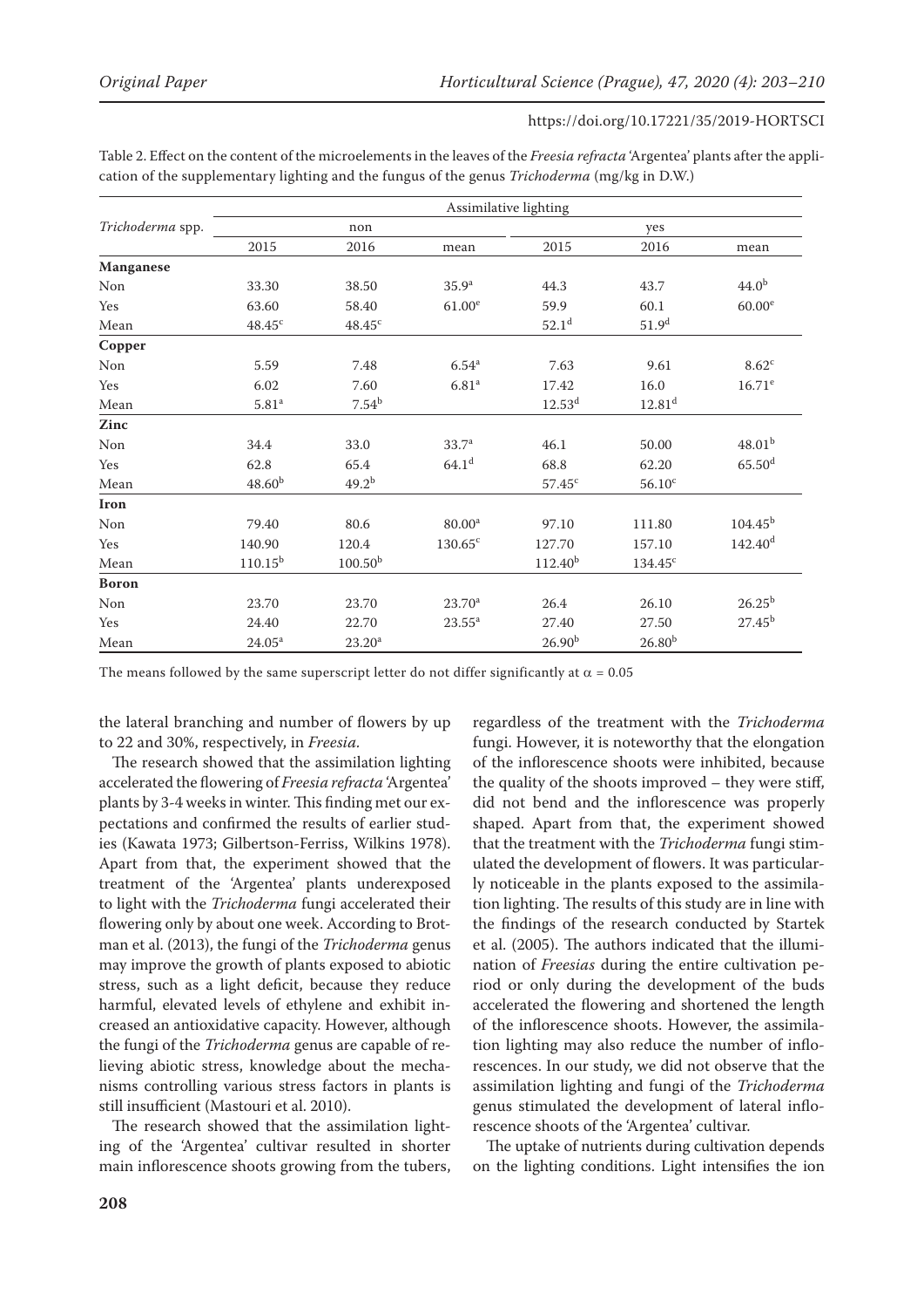Table 2. Effect on the content of the microelements in the leaves of the *Freesia refracta* 'Argentea' plants after the application of the supplementary lighting and the fungus of the genus *Trichoderma* (mg/kg in D.W.)

| *Trichoderma* spp. | Assimilative lighting | | | | | |
|---|---|---|---|---|---|---|
| | non | | | yes | | |
| | 2015 | 2016 | mean | 2015 | 2016 | mean |
| **Manganese** | | | | | | |
| Non | 33.30 | 38.50 | 35.9[a] | 44.3 | 43.7 | 44.0[b] |
| Yes | 63.60 | 58.40 | 61.00[e] | 59.9 | 60.1 | 60.00[e] |
| Mean | 48.45[c] | 48.45[c] | | 52.1[d] | 51.9[d] | |
| **Copper** | | | | | | |
| Non | 5.59 | 7.48 | 6.54[a] | 7.63 | 9.61 | 8.62[c] |
| Yes | 6.02 | 7.60 | 6.81[a] | 17.42 | 16.0 | 16.71[e] |
| Mean | 5.81[a] | 7.54[b] | | 12.53[d] | 12.81[d] | |
| **Zinc** | | | | | | |
| Non | 34.4 | 33.0 | 33.7[a] | 46.1 | 50.00 | 48.01[b] |
| Yes | 62.8 | 65.4 | 64.1[d] | 68.8 | 62.20 | 65.50[d] |
| Mean | 48.60[b] | 49.2[b] | | 57.45[c] | 56.10[c] | |
| **Iron** | | | | | | |
| Non | 79.40 | 80.6 | 80.00[a] | 97.10 | 111.80 | 104.45[b] |
| Yes | 140.90 | 120.4 | 130.65[c] | 127.70 | 157.10 | 142.40[d] |
| Mean | 110.15[b] | 100.50[b] | | 112.40[b] | 134.45[c] | |
| **Boron** | | | | | | |
| Non | 23.70 | 23.70 | 23.70[a] | 26.4 | 26.10 | 26.25[b] |
| Yes | 24.40 | 22.70 | 23.55[a] | 27.40 | 27.50 | 27.45[b] |
| Mean | 24.05[a] | 23.20[a] | | 26.90[b] | 26.80[b] | |

The means followed by the same superscript letter do not differ significantly at $\alpha = 0.05$

the lateral branching and number of flowers by up to 22 and 30%, respectively, in *Freesia*.

The research showed that the assimilation lighting accelerated the flowering of *Freesia refracta* 'Argentea' plants by 3-4 weeks in winter. This finding met our expectations and confirmed the results of earlier studies (Kawata 1973; Gilbertson-Ferriss, Wilkins 1978). Apart from that, the experiment showed that the treatment of the 'Argentea' plants underexposed to light with the *Trichoderma* fungi accelerated their flowering only by about one week. According to Brotman et al. (2013), the fungi of the *Trichoderma* genus may improve the growth of plants exposed to abiotic stress, such as a light deficit, because they reduce harmful, elevated levels of ethylene and exhibit increased an antioxidative capacity. However, although the fungi of the *Trichoderma* genus are capable of relieving abiotic stress, knowledge about the mechanisms controlling various stress factors in plants is still insufficient (Mastouri et al. 2010).

The research showed that the assimilation lighting of the 'Argentea' cultivar resulted in shorter main inflorescence shoots growing from the tubers, regardless of the treatment with the *Trichoderma* fungi. However, it is noteworthy that the elongation of the inflorescence shoots were inhibited, because the quality of the shoots improved – they were stiff, did not bend and the inflorescence was properly shaped. Apart from that, the experiment showed that the treatment with the *Trichoderma* fungi stimulated the development of flowers. It was particularly noticeable in the plants exposed to the assimilation lighting. The results of this study are in line with the findings of the research conducted by Startek et al. (2005). The authors indicated that the illumination of *Freesias* during the entire cultivation period or only during the development of the buds accelerated the flowering and shortened the length of the inflorescence shoots. However, the assimilation lighting may also reduce the number of inflorescences. In our study, we did not observe that the assimilation lighting and fungi of the *Trichoderma* genus stimulated the development of lateral inflorescence shoots of the 'Argentea' cultivar.

The uptake of nutrients during cultivation depends on the lighting conditions. Light intensifies the ion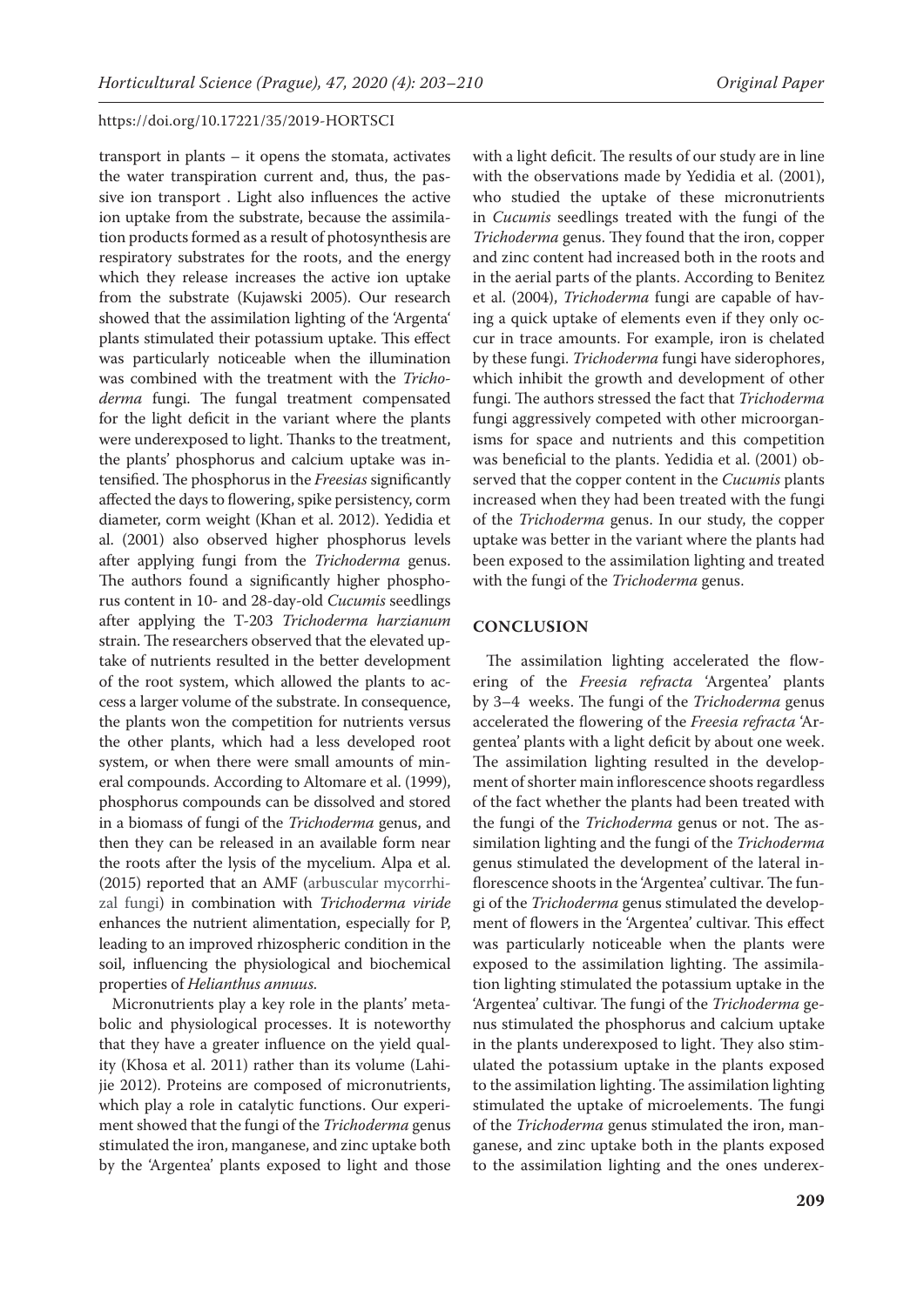transport in plants – it opens the stomata, activates the water transpiration current and, thus, the passive ion transport . Light also influences the active ion uptake from the substrate, because the assimilation products formed as a result of photosynthesis are respiratory substrates for the roots, and the energy which they release increases the active ion uptake from the substrate (Kujawski 2005). Our research showed that the assimilation lighting of the 'Argenta' plants stimulated their potassium uptake. This effect was particularly noticeable when the illumination was combined with the treatment with the *Trichoderma* fungi. The fungal treatment compensated for the light deficit in the variant where the plants were underexposed to light. Thanks to the treatment, the plants' phosphorus and calcium uptake was intensified. The phosphorus in the *Freesias* significantly affected the days to flowering, spike persistency, corm diameter, corm weight (Khan et al. 2012). Yedidia et al. (2001) also observed higher phosphorus levels after applying fungi from the *Trichoderma* genus. The authors found a significantly higher phosphorus content in 10- and 28-day-old *Cucumis* seedlings after applying the T-203 *Trichoderma harzianum* strain. The researchers observed that the elevated uptake of nutrients resulted in the better development of the root system, which allowed the plants to access a larger volume of the substrate. In consequence, the plants won the competition for nutrients versus the other plants, which had a less developed root system, or when there were small amounts of mineral compounds. According to Altomare et al. (1999), phosphorus compounds can be dissolved and stored in a biomass of fungi of the *Trichoderma* genus, and then they can be released in an available form near the roots after the lysis of the mycelium. Alpa et al. (2015) reported that an AMF (arbuscular mycorrhizal fungi) in combination with *Trichoderma viride* enhances the nutrient alimentation, especially for P, leading to an improved rhizospheric condition in the soil, influencing the physiological and biochemical properties of *Helianthus annuus*.

Micronutrients play a key role in the plants' metabolic and physiological processes. It is noteworthy that they have a greater influence on the yield quality (Khosa et al. 2011) rather than its volume (Lahijie 2012). Proteins are composed of micronutrients, which play a role in catalytic functions. Our experiment showed that the fungi of the *Trichoderma* genus stimulated the iron, manganese, and zinc uptake both by the 'Argentea' plants exposed to light and those with a light deficit. The results of our study are in line with the observations made by Yedidia et al. (2001), who studied the uptake of these micronutrients in *Cucumis* seedlings treated with the fungi of the *Trichoderma* genus. They found that the iron, copper and zinc content had increased both in the roots and in the aerial parts of the plants. According to Benitez et al. (2004), *Trichoderma* fungi are capable of having a quick uptake of elements even if they only occur in trace amounts. For example, iron is chelated by these fungi. *Trichoderma* fungi have siderophores, which inhibit the growth and development of other fungi. The authors stressed the fact that *Trichoderma* fungi aggressively competed with other microorganisms for space and nutrients and this competition was beneficial to the plants. Yedidia et al. (2001) observed that the copper content in the *Cucumis* plants increased when they had been treated with the fungi of the *Trichoderma* genus. In our study, the copper uptake was better in the variant where the plants had been exposed to the assimilation lighting and treated with the fungi of the *Trichoderma* genus.

## CONCLUSION

The assimilation lighting accelerated the flowering of the *Freesia refracta* 'Argentea' plants by 3–4 weeks. The fungi of the *Trichoderma* genus accelerated the flowering of the *Freesia refracta* 'Argentea' plants with a light deficit by about one week. The assimilation lighting resulted in the development of shorter main inflorescence shoots regardless of the fact whether the plants had been treated with the fungi of the *Trichoderma* genus or not. The assimilation lighting and the fungi of the *Trichoderma* genus stimulated the development of the lateral inflorescence shoots in the 'Argentea' cultivar. The fungi of the *Trichoderma* genus stimulated the development of flowers in the 'Argentea' cultivar. This effect was particularly noticeable when the plants were exposed to the assimilation lighting. The assimilation lighting stimulated the potassium uptake in the 'Argentea' cultivar. The fungi of the *Trichoderma* genus stimulated the phosphorus and calcium uptake in the plants underexposed to light. They also stimulated the potassium uptake in the plants exposed to the assimilation lighting. The assimilation lighting stimulated the uptake of microelements. The fungi of the *Trichoderma* genus stimulated the iron, manganese, and zinc uptake both in the plants exposed to the assimilation lighting and the ones underex-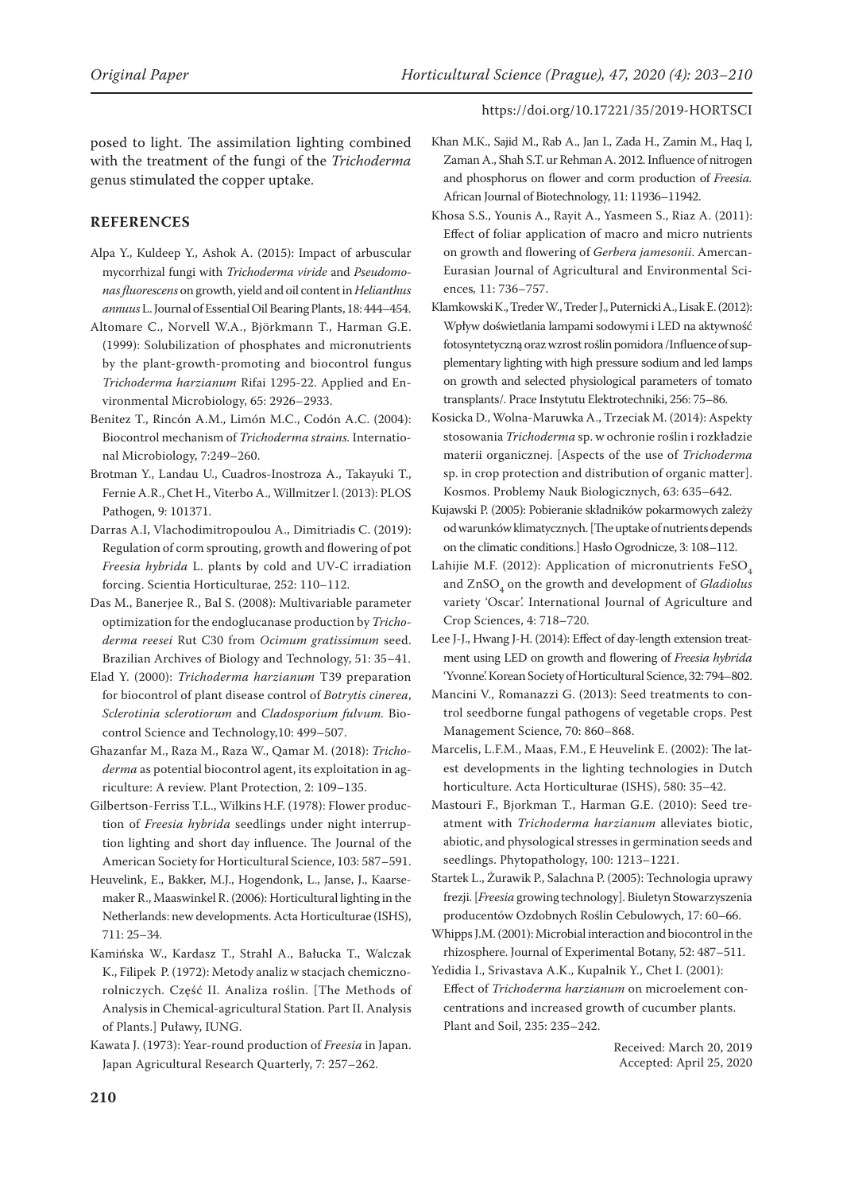posed to light. The assimilation lighting combined with the treatment of the fungi of the *Trichoderma* genus stimulated the copper uptake.

## REFERENCES

Alpa Y., Kuldeep Y., Ashok A. (2015): Impact of arbuscular mycorrhizal fungi with *Trichoderma viride* and *Pseudomonas fluorescens* on growth, yield and oil content in *Helianthus annuus* L. Journal of Essential Oil Bearing Plants, 18: 444–454.

Altomare C., Norvell W.A., Björkmann T., Harman G.E. (1999): Solubilization of phosphates and micronutrients by the plant-growth-promoting and biocontrol fungus *Trichoderma harzianum* Rifai 1295-22. Applied and Environmental Microbiology, 65: 2926–2933.

Benitez T., Rincón A.M., Limón M.C., Codón A.C. (2004): Biocontrol mechanism of *Trichoderma strains.* International Microbiology, 7:249–260.

Brotman Y., Landau U., Cuadros-Inostroza A., Takayuki T., Fernie A.R., Chet H., Viterbo A., Willmitzer l. (2013): PLOS Pathogen, 9: 101371.

Darras A.I, Vlachodimitropoulou A., Dimitriadis C. (2019): Regulation of corm sprouting, growth and flowering of pot *Freesia hybrida* L. plants by cold and UV-C irradiation forcing. Scientia Horticulturae, 252: 110–112.

Das M., Banerjee R., Bal S. (2008): Multivariable parameter optimization for the endoglucanase production by *Trichoderma reesei* Rut C30 from *Ocimum gratissimum* seed. Brazilian Archives of Biology and Technology, 51: 35–41.

Elad Y. (2000): *Trichoderma harzianum* T39 preparation for biocontrol of plant disease control of *Botrytis cinerea*, *Sclerotinia sclerotiorum* and *Cladosporium fulvum.* Biocontrol Science and Technology,10: 499–507.

Ghazanfar M., Raza M., Raza W., Qamar M. (2018): *Trichoderma* as potential biocontrol agent, its exploitation in agriculture: A review. Plant Protection, 2: 109–135.

Gilbertson-Ferriss T.L., Wilkins H.F. (1978): Flower production of *Freesia hybrida* seedlings under night interruption lighting and short day influence. The Journal of the American Society for Horticultural Science, 103: 587–591.

Heuvelink, E., Bakker, M.J., Hogendonk, L., Janse, J., Kaarsemaker R., Maaswinkel R. (2006): Horticultural lighting in the Netherlands: new developments. Acta Horticulturae (ISHS), 711: 25–34.

Kamińska W., Kardasz T., Strahl A., Bałucka T., Walczak K., Filipek P. (1972): Metody analiz w stacjach chemicznorolniczych. Część II. Analiza roślin. [The Methods of Analysis in Chemical-agricultural Station. Part II. Analysis of Plants.] Puławy, IUNG.

Kawata J. (1973): Year-round production of *Freesia* in Japan. Japan Agricultural Research Quarterly, 7: 257–262.

Khan M.K., Sajid M., Rab A., Jan I., Zada H., Zamin M., Haq I, Zaman A., Shah S.T. ur Rehman A. 2012. Influence of nitrogen and phosphorus on flower and corm production of *Freesia.* African Journal of Biotechnology, 11: 11936–11942.

Khosa S.S., Younis A., Rayit A., Yasmeen S., Riaz A. (2011): Effect of foliar application of macro and micro nutrients on growth and flowering of *Gerbera jamesonii*. Amercan-Eurasian Journal of Agricultural and Environmental Sciences, 11: 736–757.

Klamkowski K., Treder W., Treder J., Puternicki A., Lisak E. (2012): Wpływ doświetlania lampami sodowymi i LED na aktywność fotosyntetyczną oraz wzrost roślin pomidora /Influence of supplementary lighting with high pressure sodium and led lamps on growth and selected physiological parameters of tomato transplants/. Prace Instytutu Elektrotechniki, 256: 75–86.

Kosicka D., Wolna-Maruwka A., Trzeciak M. (2014): Aspekty stosowania *Trichoderma* sp. w ochronie roślin i rozkładzie materii organicznej. [Aspects of the use of *Trichoderma* sp. in crop protection and distribution of organic matter]. Kosmos. Problemy Nauk Biologicznych, 63: 635–642.

Kujawski P. (2005): Pobieranie składników pokarmowych zależy od warunków klimatycznych. [The uptake of nutrients depends on the climatic conditions.] Hasło Ogrodnicze, 3: 108–112.

Lahijie M.F. (2012): Application of micronutrients $FeSO_4$ and $ZnSO_4$ on the growth and development of *Gladiolus* variety 'Oscar'. International Journal of Agriculture and Crop Sciences, 4: 718–720.

Lee J-J., Hwang J-H. (2014): Effect of day-length extension treatment using LED on growth and flowering of *Freesia hybrida* 'Yvonne'. Korean Society of Horticultural Science, 32: 794–802.

Mancini V., Romanazzi G. (2013): Seed treatments to control seedborne fungal pathogens of vegetable crops. Pest Management Science, 70: 860–868.

Marcelis, L.F.M., Maas, F.M., E Heuvelink E. (2002): The latest developments in the lighting technologies in Dutch horticulture. Acta Horticulturae (ISHS), 580: 35–42.

Mastouri F., Bjorkman T., Harman G.E. (2010): Seed treatment with *Trichoderma harzianum* alleviates biotic, abiotic, and physological stresses in germination seeds and seedlings. Phytopathology, 100: 1213–1221.

Startek L., Żurawik P., Salachna P. (2005): Technologia uprawy frezji. [*Freesia* growing technology]. Biuletyn Stowarzyszenia producentów Ozdobnych Roślin Cebulowych, 17: 60–66.

Whipps J.M. (2001): Microbial interaction and biocontrol in the rhizosphere. Journal of Experimental Botany, 52: 487–511.

Yedidia I., Srivastava A.K., Kupalnik Y., Chet I. (2001): Effect of *Trichoderma harzianum* on microelement concentrations and increased growth of cucumber plants. Plant and Soil, 235: 235–242.

Received: March 20, 2019
Accepted: April 25, 2020